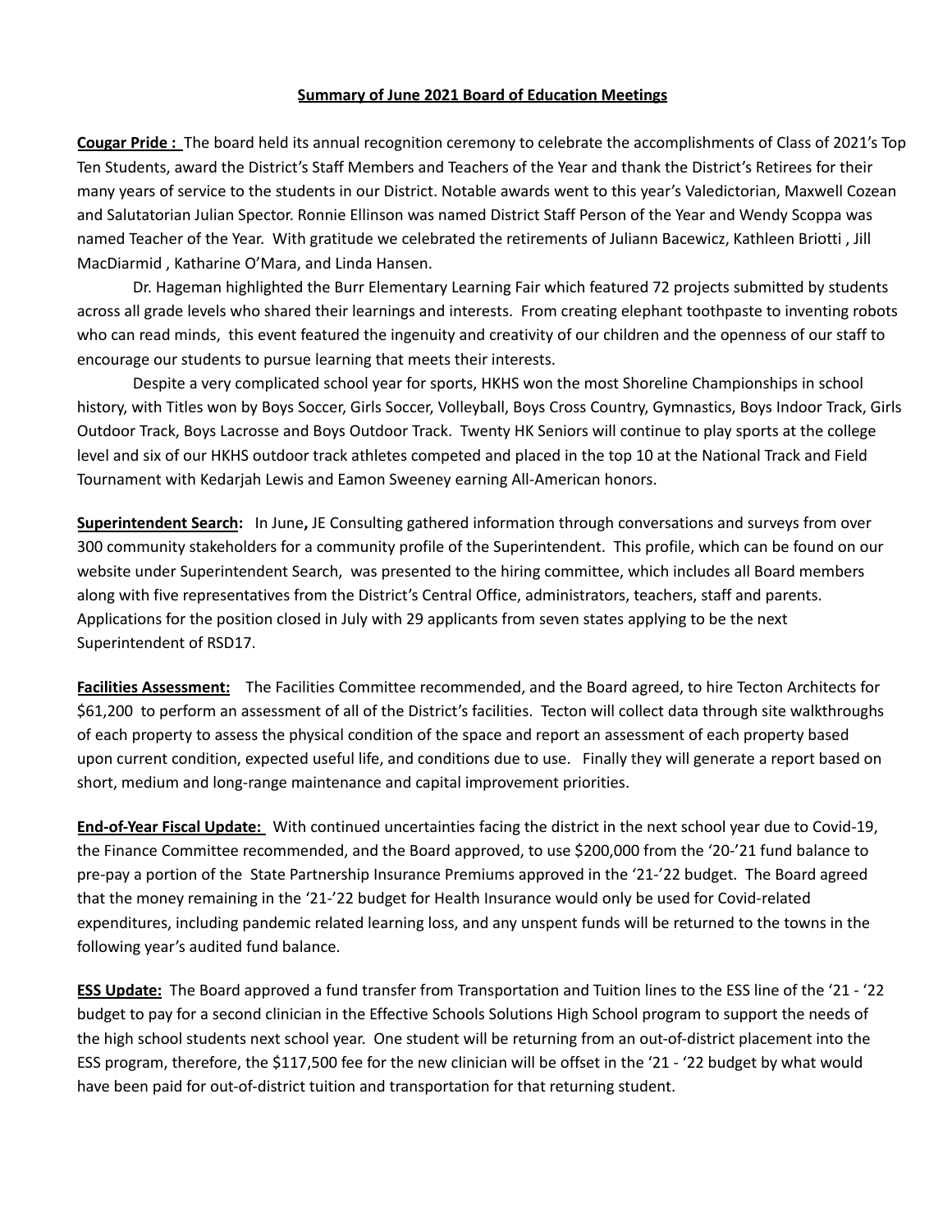# Summary of June 2021 Board of Education Meetings

**Cougar Pride :** The board held its annual recognition ceremony to celebrate the accomplishments of Class of 2021's Top Ten Students, award the District's Staff Members and Teachers of the Year and thank the District's Retirees for their many years of service to the students in our District. Notable awards went to this year's Valedictorian, Maxwell Cozean and Salutatorian Julian Spector. Ronnie Ellinson was named District Staff Person of the Year and Wendy Scoppa was named Teacher of the Year. With gratitude we celebrated the retirements of Juliann Bacewicz, Kathleen Briotti , Jill MacDiarmid , Katharine O'Mara, and Linda Hansen.

Dr. Hageman highlighted the Burr Elementary Learning Fair which featured 72 projects submitted by students across all grade levels who shared their learnings and interests. From creating elephant toothpaste to inventing robots who can read minds, this event featured the ingenuity and creativity of our children and the openness of our staff to encourage our students to pursue learning that meets their interests.

Despite a very complicated school year for sports, HKHS won the most Shoreline Championships in school history, with Titles won by Boys Soccer, Girls Soccer, Volleyball, Boys Cross Country, Gymnastics, Boys Indoor Track, Girls Outdoor Track, Boys Lacrosse and Boys Outdoor Track. Twenty HK Seniors will continue to play sports at the college level and six of our HKHS outdoor track athletes competed and placed in the top 10 at the National Track and Field Tournament with Kedarjah Lewis and Eamon Sweeney earning All-American honors.

**Superintendent Search:** In June**,** JE Consulting gathered information through conversations and surveys from over 300 community stakeholders for a community profile of the Superintendent. This profile, which can be found on our website under Superintendent Search, was presented to the hiring committee, which includes all Board members along with five representatives from the District's Central Office, administrators, teachers, staff and parents. Applications for the position closed in July with 29 applicants from seven states applying to be the next Superintendent of RSD17.

**Facilities Assessment:** The Facilities Committee recommended, and the Board agreed, to hire Tecton Architects for $61,200 to perform an assessment of all of the District's facilities. Tecton will collect data through site walkthroughs of each property to assess the physical condition of the space and report an assessment of each property based upon current condition, expected useful life, and conditions due to use. Finally they will generate a report based on short, medium and long-range maintenance and capital improvement priorities.

**End-of-Year Fiscal Update:** With continued uncertainties facing the district in the next school year due to Covid-19, the Finance Committee recommended, and the Board approved, to use $200,000 from the '20-'21 fund balance to pre-pay a portion of the State Partnership Insurance Premiums approved in the '21-'22 budget. The Board agreed that the money remaining in the '21-'22 budget for Health Insurance would only be used for Covid-related expenditures, including pandemic related learning loss, and any unspent funds will be returned to the towns in the following year's audited fund balance.

**ESS Update:** The Board approved a fund transfer from Transportation and Tuition lines to the ESS line of the '21 - '22 budget to pay for a second clinician in the Effective Schools Solutions High School program to support the needs of the high school students next school year. One student will be returning from an out-of-district placement into the ESS program, therefore, the $117,500 fee for the new clinician will be offset in the '21 - '22 budget by what would have been paid for out-of-district tuition and transportation for that returning student.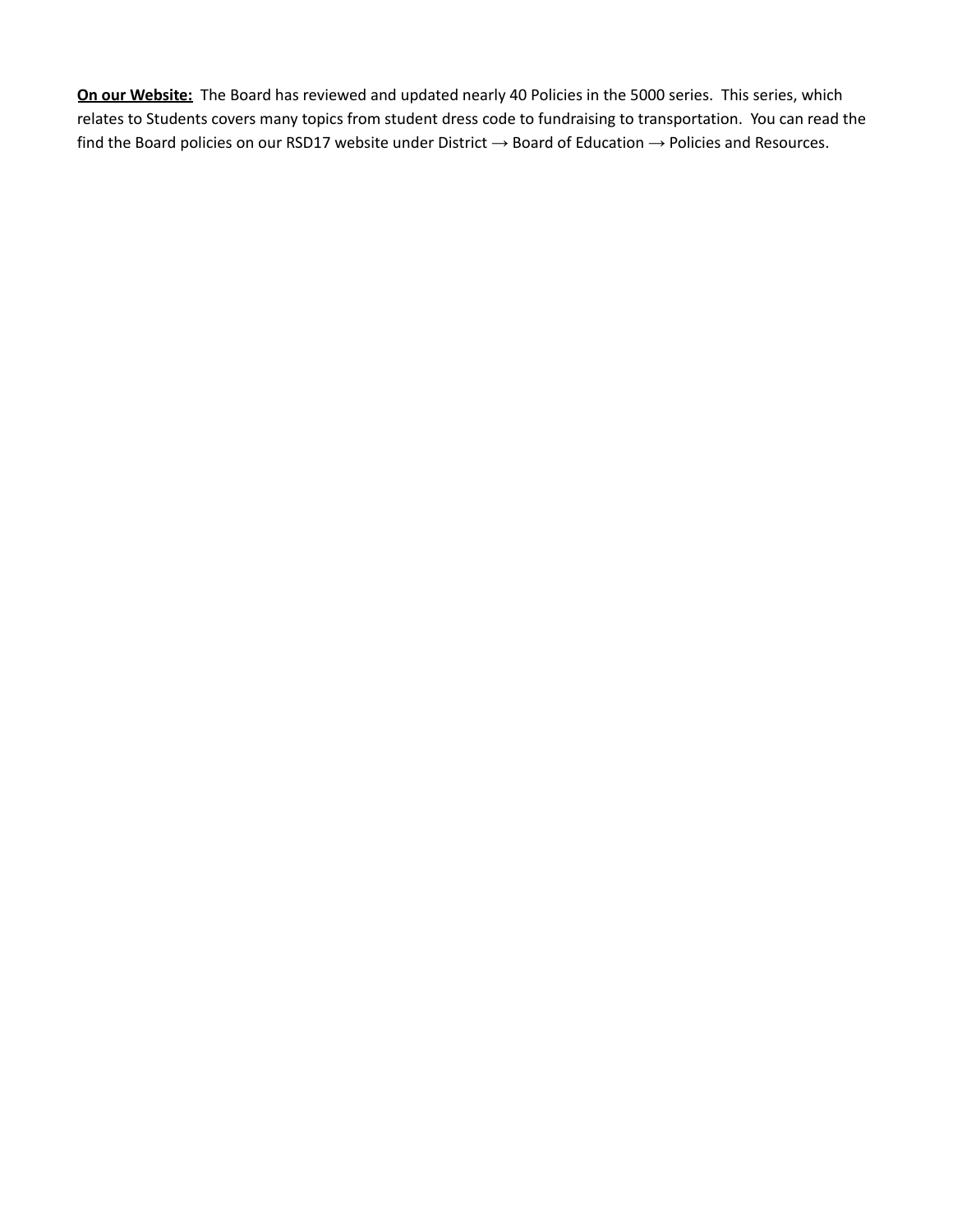**On our Website:** The Board has reviewed and updated nearly 40 Policies in the 5000 series. This series, which relates to Students covers many topics from student dress code to fundraising to transportation. You can read the find the Board policies on our RSD17 website under District → Board of Education → Policies and Resources.